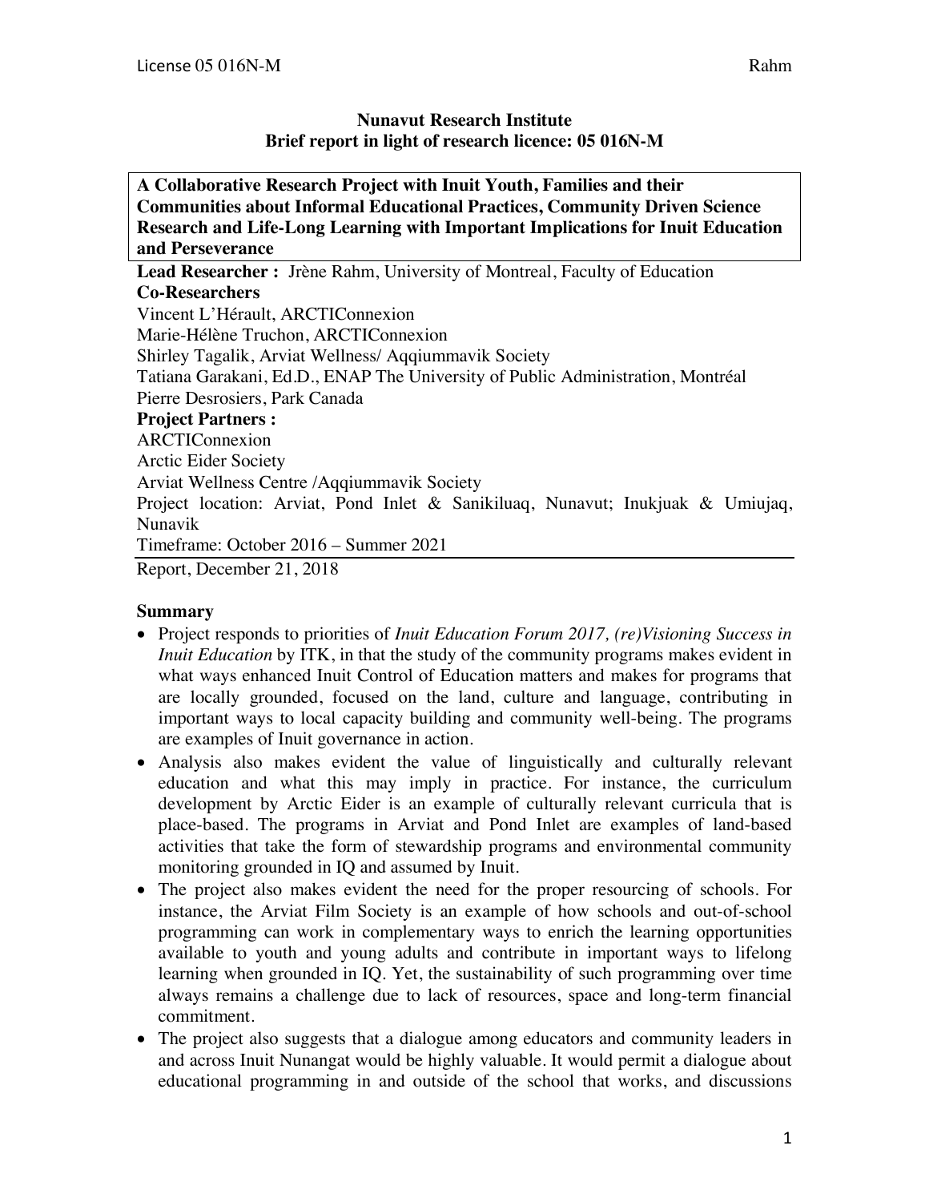**Nunavut Research Institute**
**Brief report in light of research licence: 05 016N-M**

**A Collaborative Research Project with Inuit Youth, Families and their Communities about Informal Educational Practices, Community Driven Science Research and Life-Long Learning with Important Implications for Inuit Education and Perseverance**

**Lead Researcher :** Jrène Rahm, University of Montreal, Faculty of Education

**Co-Researchers**

Vincent L'Hérault, ARCTIConnexion
Marie-Hélène Truchon, ARCTIConnexion
Shirley Tagalik, Arviat Wellness/ Aqqiummavik Society
Tatiana Garakani, Ed.D., ENAP The University of Public Administration, Montréal
Pierre Desrosiers, Park Canada

**Project Partners :**

ARCTIConnexion
Arctic Eider Society
Arviat Wellness Centre /Aqqiummavik Society
Project location: Arviat, Pond Inlet & Sanikiluaq, Nunavut; Inukjuak & Umiujaq, Nunavik
Timeframe: October 2016 – Summer 2021

Report, December 21, 2018

## Summary

- Project responds to priorities of *Inuit Education Forum 2017, (re)Visioning Success in Inuit Education* by ITK, in that the study of the community programs makes evident in what ways enhanced Inuit Control of Education matters and makes for programs that are locally grounded, focused on the land, culture and language, contributing in important ways to local capacity building and community well-being. The programs are examples of Inuit governance in action.
- Analysis also makes evident the value of linguistically and culturally relevant education and what this may imply in practice. For instance, the curriculum development by Arctic Eider is an example of culturally relevant curricula that is place-based. The programs in Arviat and Pond Inlet are examples of land-based activities that take the form of stewardship programs and environmental community monitoring grounded in IQ and assumed by Inuit.
- The project also makes evident the need for the proper resourcing of schools. For instance, the Arviat Film Society is an example of how schools and out-of-school programming can work in complementary ways to enrich the learning opportunities available to youth and young adults and contribute in important ways to lifelong learning when grounded in IQ. Yet, the sustainability of such programming over time always remains a challenge due to lack of resources, space and long-term financial commitment.
- The project also suggests that a dialogue among educators and community leaders in and across Inuit Nunangat would be highly valuable. It would permit a dialogue about educational programming in and outside of the school that works, and discussions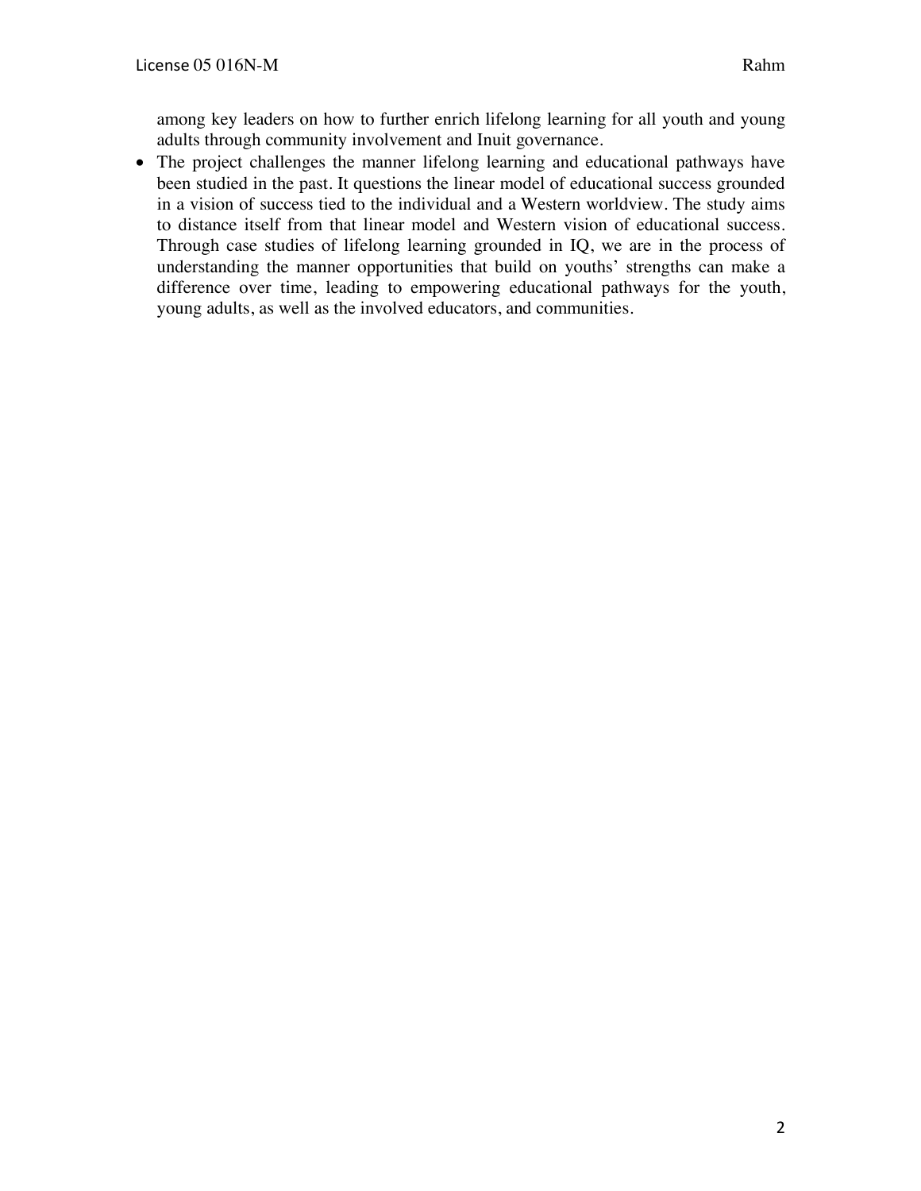among key leaders on how to further enrich lifelong learning for all youth and young adults through community involvement and Inuit governance.

- The project challenges the manner lifelong learning and educational pathways have been studied in the past. It questions the linear model of educational success grounded in a vision of success tied to the individual and a Western worldview. The study aims to distance itself from that linear model and Western vision of educational success. Through case studies of lifelong learning grounded in IQ, we are in the process of understanding the manner opportunities that build on youths' strengths can make a difference over time, leading to empowering educational pathways for the youth, young adults, as well as the involved educators, and communities.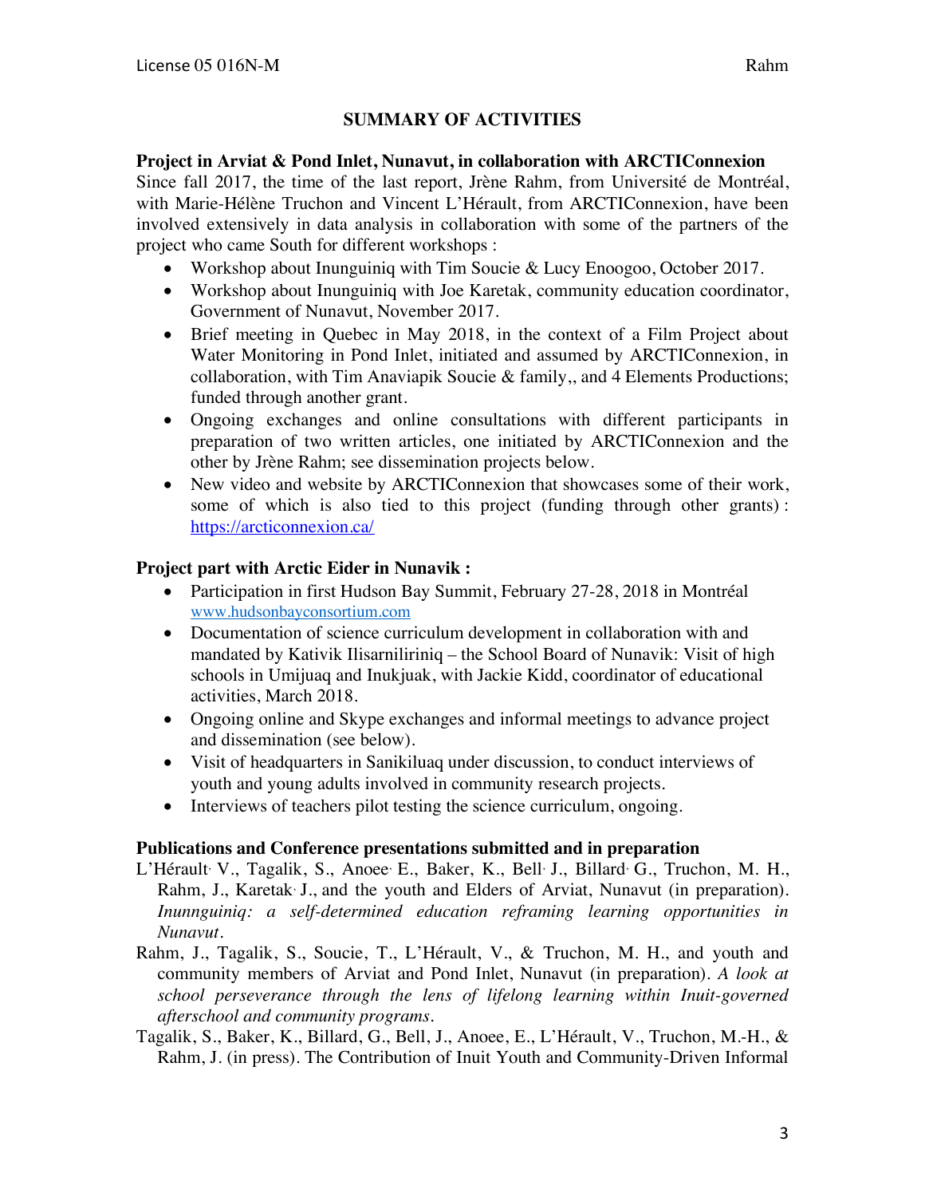## SUMMARY OF ACTIVITIES

**Project in Arviat & Pond Inlet, Nunavut, in collaboration with ARCTIConnexion**

Since fall 2017, the time of the last report, Jrène Rahm, from Université de Montréal, with Marie-Hélène Truchon and Vincent L'Hérault, from ARCTIConnexion, have been involved extensively in data analysis in collaboration with some of the partners of the project who came South for different workshops :

- Workshop about Inunguiniq with Tim Soucie & Lucy Enoogoo, October 2017.
- Workshop about Inunguiniq with Joe Karetak, community education coordinator, Government of Nunavut, November 2017.
- Brief meeting in Quebec in May 2018, in the context of a Film Project about Water Monitoring in Pond Inlet, initiated and assumed by ARCTIConnexion, in collaboration, with Tim Anaviapik Soucie & family,, and 4 Elements Productions; funded through another grant.
- Ongoing exchanges and online consultations with different participants in preparation of two written articles, one initiated by ARCTIConnexion and the other by Jrène Rahm; see dissemination projects below.
- New video and website by ARCTIConnexion that showcases some of their work, some of which is also tied to this project (funding through other grants) : https://arcticonnexion.ca/

**Project part with Arctic Eider in Nunavik :**

- Participation in first Hudson Bay Summit, February 27-28, 2018 in Montréal www.hudsonbayconsortium.com
- Documentation of science curriculum development in collaboration with and mandated by Kativik Ilisarniliriniq – the School Board of Nunavik: Visit of high schools in Umijuaq and Inukjuak, with Jackie Kidd, coordinator of educational activities, March 2018.
- Ongoing online and Skype exchanges and informal meetings to advance project and dissemination (see below).
- Visit of headquarters in Sanikiluaq under discussion, to conduct interviews of youth and young adults involved in community research projects.
- Interviews of teachers pilot testing the science curriculum, ongoing.

**Publications and Conference presentations submitted and in preparation**

L'Hérault, V., Tagalik, S., Anoee, E., Baker, K., Bell, J., Billard, G., Truchon, M. H., Rahm, J., Karetak, J., and the youth and Elders of Arviat, Nunavut (in preparation). *Inunnguiniq: a self-determined education reframing learning opportunities in Nunavut*.

Rahm, J., Tagalik, S., Soucie, T., L'Hérault, V., & Truchon, M. H., and youth and community members of Arviat and Pond Inlet, Nunavut (in preparation). *A look at school perseverance through the lens of lifelong learning within Inuit-governed afterschool and community programs*.

Tagalik, S., Baker, K., Billard, G., Bell, J., Anoee, E., L'Hérault, V., Truchon, M.-H., & Rahm, J. (in press). The Contribution of Inuit Youth and Community-Driven Informal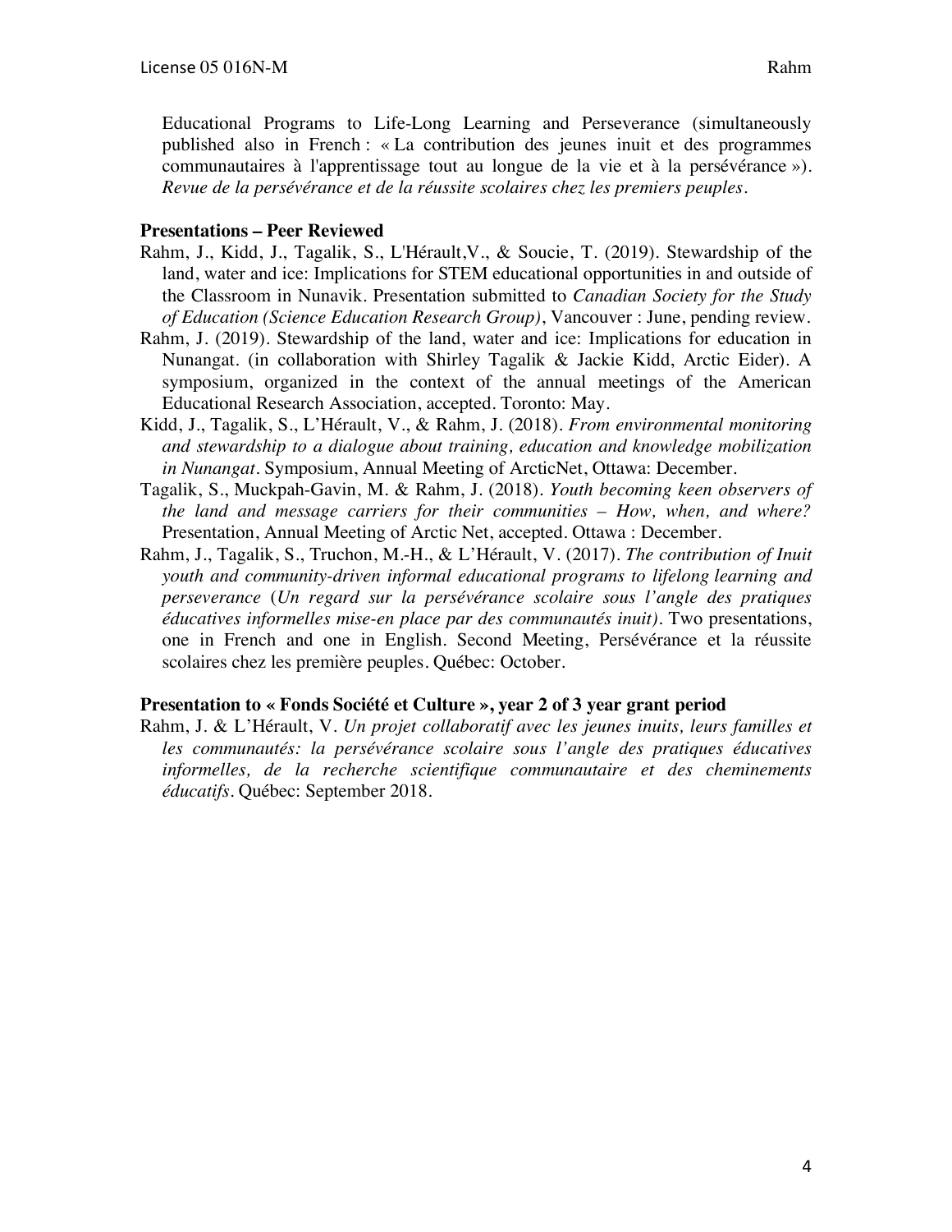Educational Programs to Life-Long Learning and Perseverance (simultaneously published also in French : « La contribution des jeunes inuit et des programmes communautaires à l'apprentissage tout au longue de la vie et à la persévérance »). *Revue de la persévérance et de la réussite scolaires chez les premiers peuples*.

**Presentations – Peer Reviewed**

Rahm, J., Kidd, J., Tagalik, S., L'Hérault,V., & Soucie, T. (2019). Stewardship of the land, water and ice: Implications for STEM educational opportunities in and outside of the Classroom in Nunavik. Presentation submitted to *Canadian Society for the Study of Education (Science Education Research Group)*, Vancouver : June, pending review.

Rahm, J. (2019). Stewardship of the land, water and ice: Implications for education in Nunangat. (in collaboration with Shirley Tagalik & Jackie Kidd, Arctic Eider). A symposium, organized in the context of the annual meetings of the American Educational Research Association, accepted. Toronto: May.

Kidd, J., Tagalik, S., L'Hérault, V., & Rahm, J. (2018). *From environmental monitoring and stewardship to a dialogue about training, education and knowledge mobilization in Nunangat*. Symposium, Annual Meeting of ArcticNet, Ottawa: December.

Tagalik, S., Muckpah-Gavin, M. & Rahm, J. (2018). *Youth becoming keen observers of the land and message carriers for their communities – How, when, and where?* Presentation, Annual Meeting of Arctic Net, accepted. Ottawa : December.

Rahm, J., Tagalik, S., Truchon, M.-H., & L'Hérault, V. (2017). *The contribution of Inuit youth and community-driven informal educational programs to lifelong learning and perseverance* (*Un regard sur la persévérance scolaire sous l'angle des pratiques éducatives informelles mise-en place par des communautés inuit)*. Two presentations, one in French and one in English. Second Meeting, Persévérance et la réussite scolaires chez les première peuples. Québec: October.

**Presentation to « Fonds Société et Culture », year 2 of 3 year grant period**

Rahm, J. & L'Hérault, V. *Un projet collaboratif avec les jeunes inuits, leurs familles et les communautés: la persévérance scolaire sous l'angle des pratiques éducatives informelles, de la recherche scientifique communautaire et des cheminements éducatifs*. Québec: September 2018.